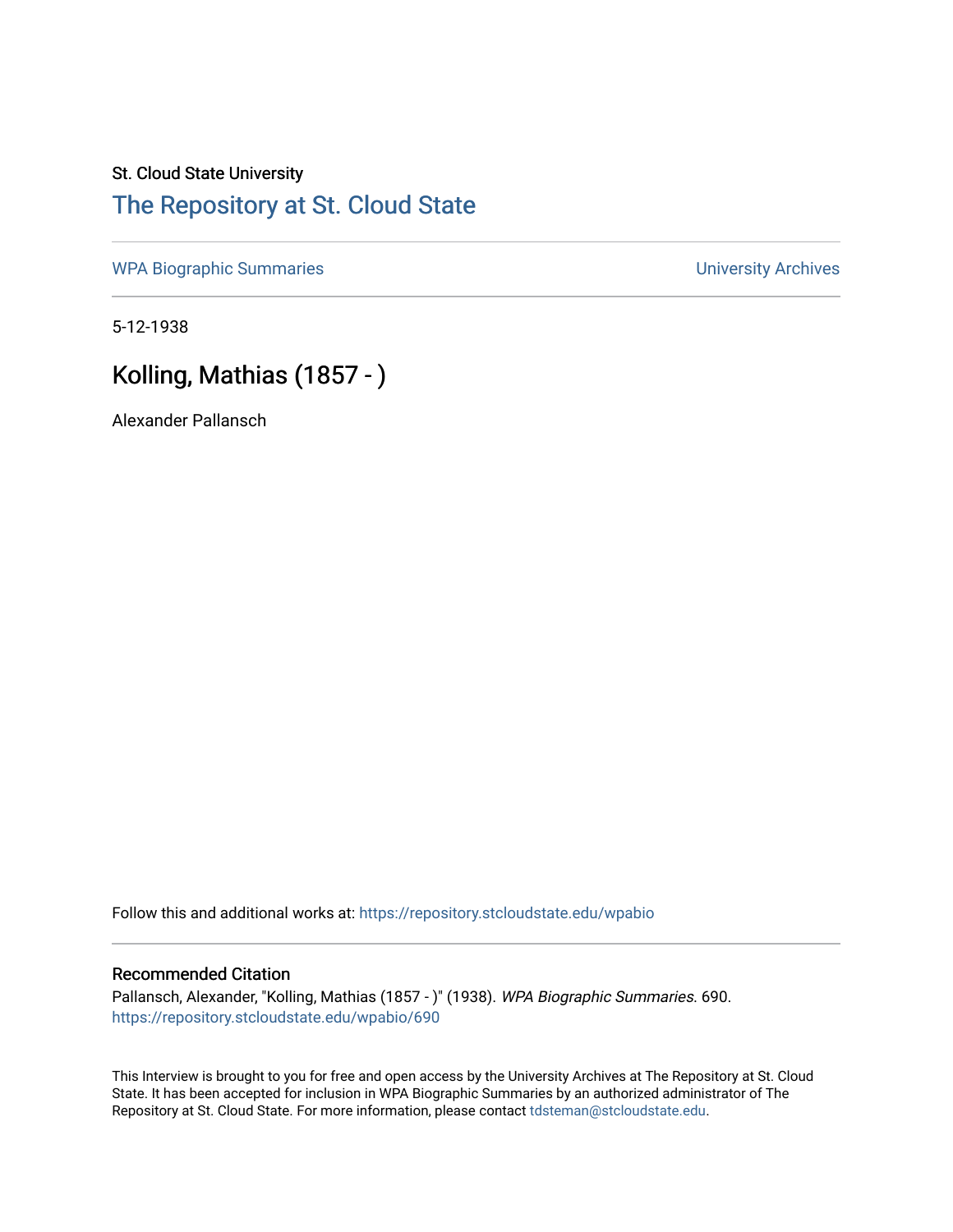St. Cloud State University

# The Repository at St. Cloud State

WPA Biographic Summaries

University Archives

5-12-1938

## Kolling, Mathias (1857 - )

Alexander Pallansch

Follow this and additional works at: https://repository.stcloudstate.edu/wpabio

### Recommended Citation

Pallansch, Alexander, "Kolling, Mathias (1857 - )" (1938). *WPA Biographic Summaries*. 690.
https://repository.stcloudstate.edu/wpabio/690

This Interview is brought to you for free and open access by the University Archives at The Repository at St. Cloud State. It has been accepted for inclusion in WPA Biographic Summaries by an authorized administrator of The Repository at St. Cloud State. For more information, please contact tdsteman@stcloudstate.edu.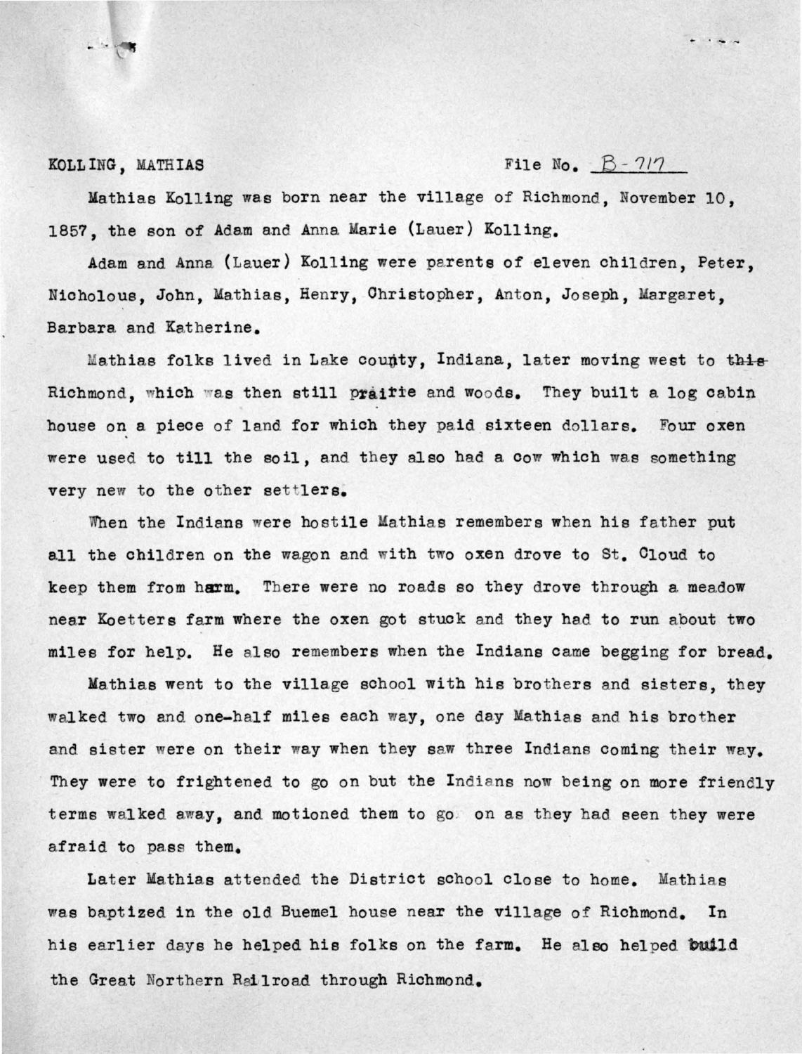KOLLING, MATHIAS File No. B-717

Mathias Kolling was born near the village of Richmond, November 10, 1857, the son of Adam and Anna Marie (Lauer) Kolling.

Adam and Anna (Lauer) Kolling were parents of eleven children, Peter, Nicholous, John, Mathias, Henry, Christopher, Anton, Joseph, Margaret, Barbara and Katherine.

Mathias folks lived in Lake county, Indiana, later moving west to ~~this~~ Richmond, which was then still prairie and woods. They built a log cabin house on a piece of land for which they paid sixteen dollars. Four oxen were used to till the soil, and they also had a cow which was something very new to the other settlers.

When the Indians were hostile Mathias remembers when his father put all the children on the wagon and with two oxen drove to St. Cloud to keep them from harm. There were no roads so they drove through a meadow near Koetters farm where the oxen got stuck and they had to run about two miles for help. He also remembers when the Indians came begging for bread.

Mathias went to the village school with his brothers and sisters, they walked two and one-half miles each way, one day Mathias and his brother and sister were on their way when they saw three Indians coming their way. They were to frightened to go on but the Indians now being on more friendly terms walked away, and motioned them to go on as they had seen they were afraid to pass them.

Later Mathias attended the District school close to home. Mathias was baptized in the old Buemel house near the village of Richmond. In his earlier days he helped his folks on the farm. He also helped build the Great Northern Railroad through Richmond.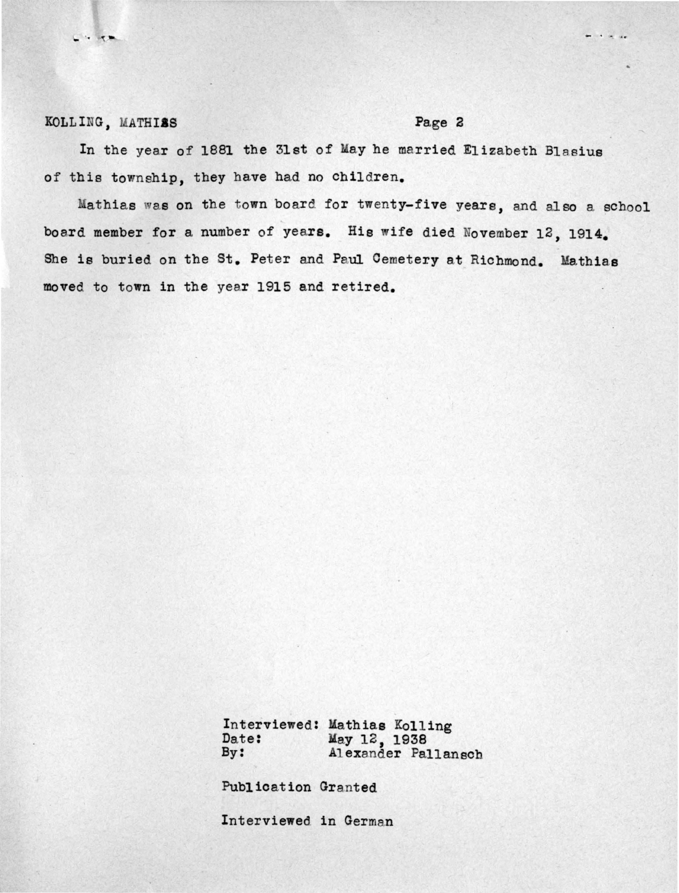In the year of 1881 the 31st of May he married Elizabeth Blasius of this township, they have had no children.

Mathias was on the town board for twenty-five years, and also a school board member for a number of years. His wife died November 12, 1914. She is buried on the St. Peter and Paul Cemetery at Richmond. Mathias moved to town in the year 1915 and retired.

Interviewed: Mathias Kolling
Date: May 12, 1938
By: Alexander Pallansch

Publication Granted

Interviewed in German